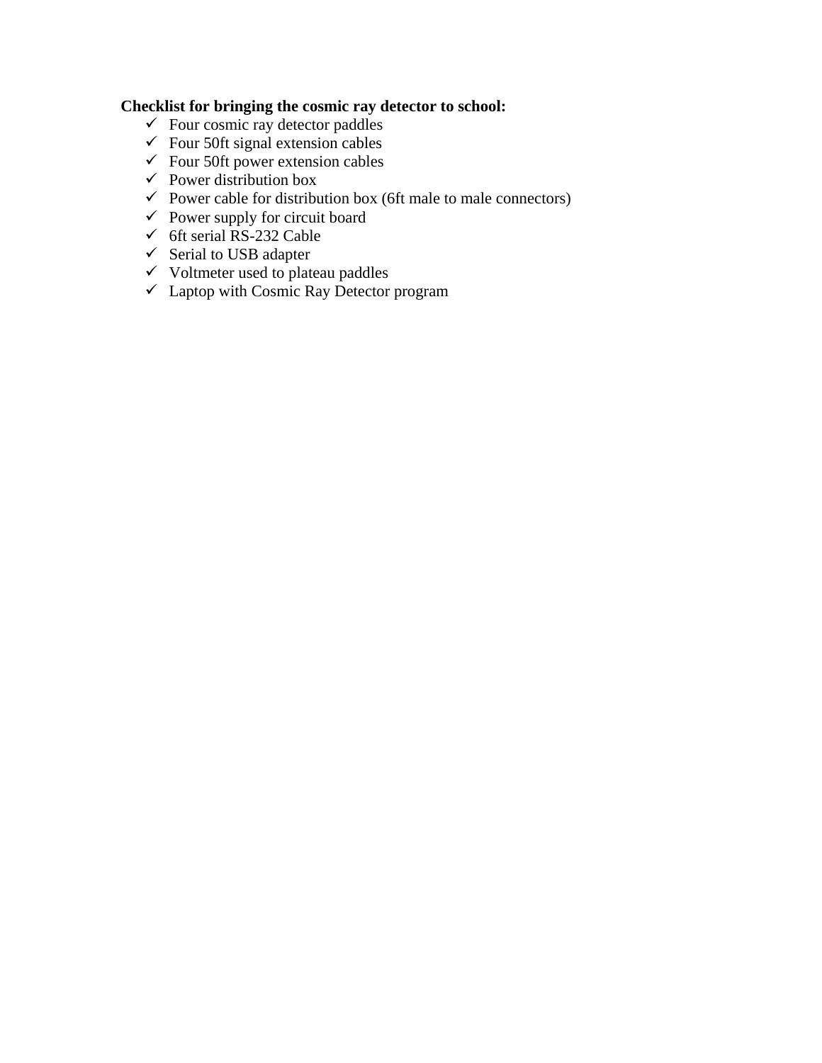**Checklist for bringing the cosmic ray detector to school:**

- ✓ Four cosmic ray detector paddles
- ✓ Four 50ft signal extension cables
- ✓ Four 50ft power extension cables
- ✓ Power distribution box
- ✓ Power cable for distribution box (6ft male to male connectors)
- ✓ Power supply for circuit board
- ✓ 6ft serial RS-232 Cable
- ✓ Serial to USB adapter
- ✓ Voltmeter used to plateau paddles
- ✓ Laptop with Cosmic Ray Detector program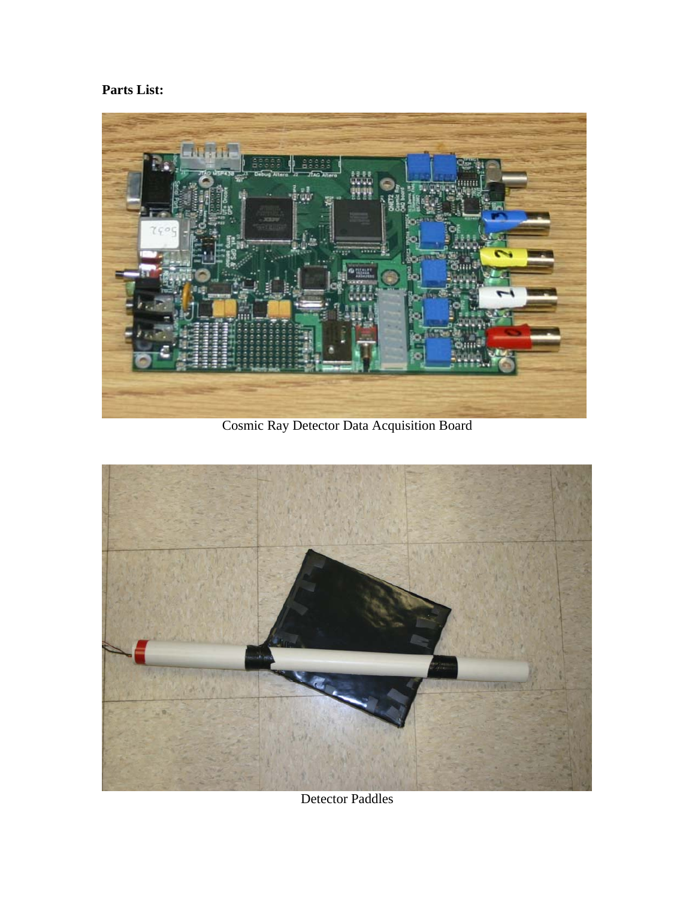**Parts List:**

Cosmic Ray Detector Data Acquisition Board

Detector Paddles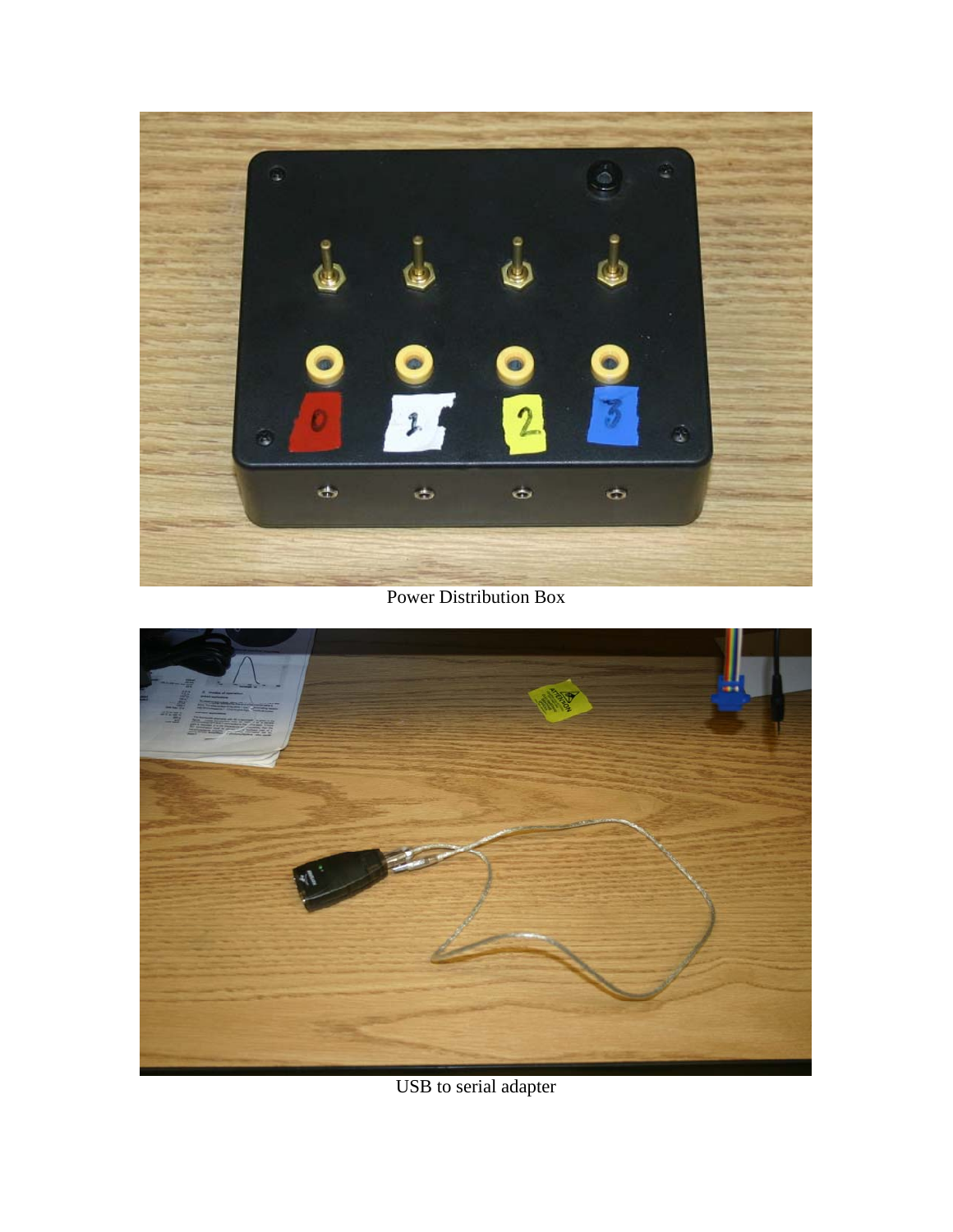Power Distribution Box

USB to serial adapter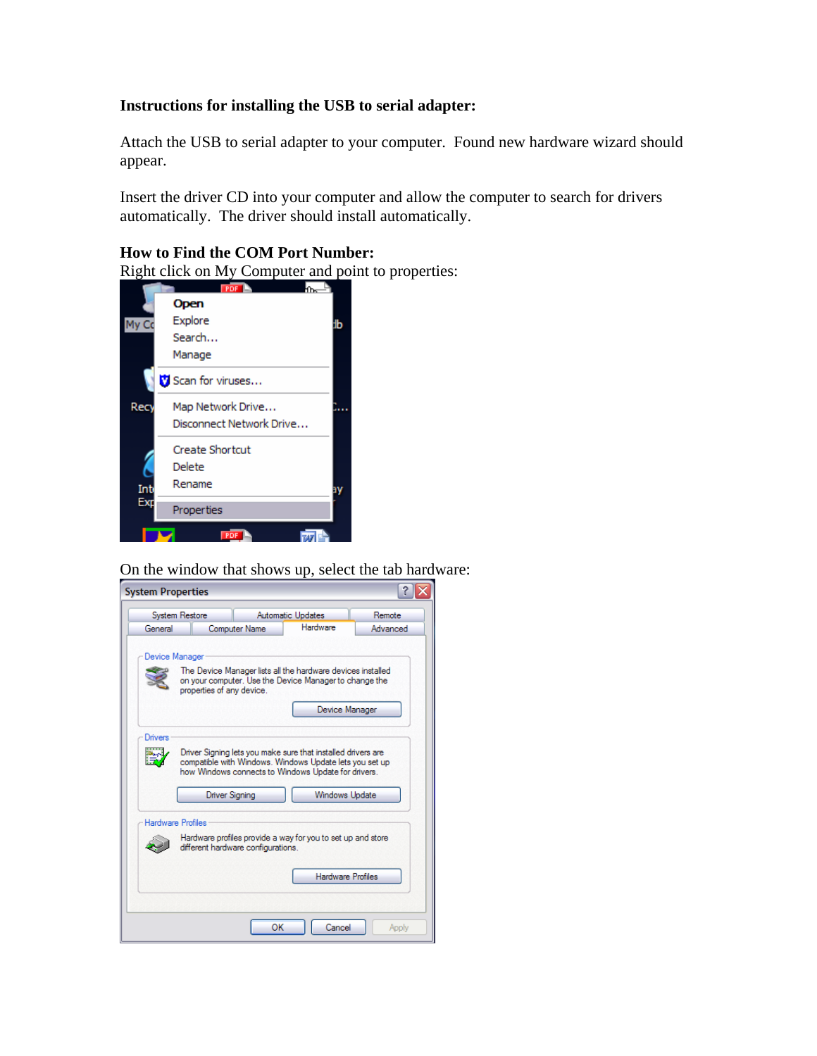**Instructions for installing the USB to serial adapter:**

Attach the USB to serial adapter to your computer. Found new hardware wizard should appear.

Insert the driver CD into your computer and allow the computer to search for drivers automatically. The driver should install automatically.

**How to Find the COM Port Number:**

Right click on My Computer and point to properties:

On the window that shows up, select the tab hardware: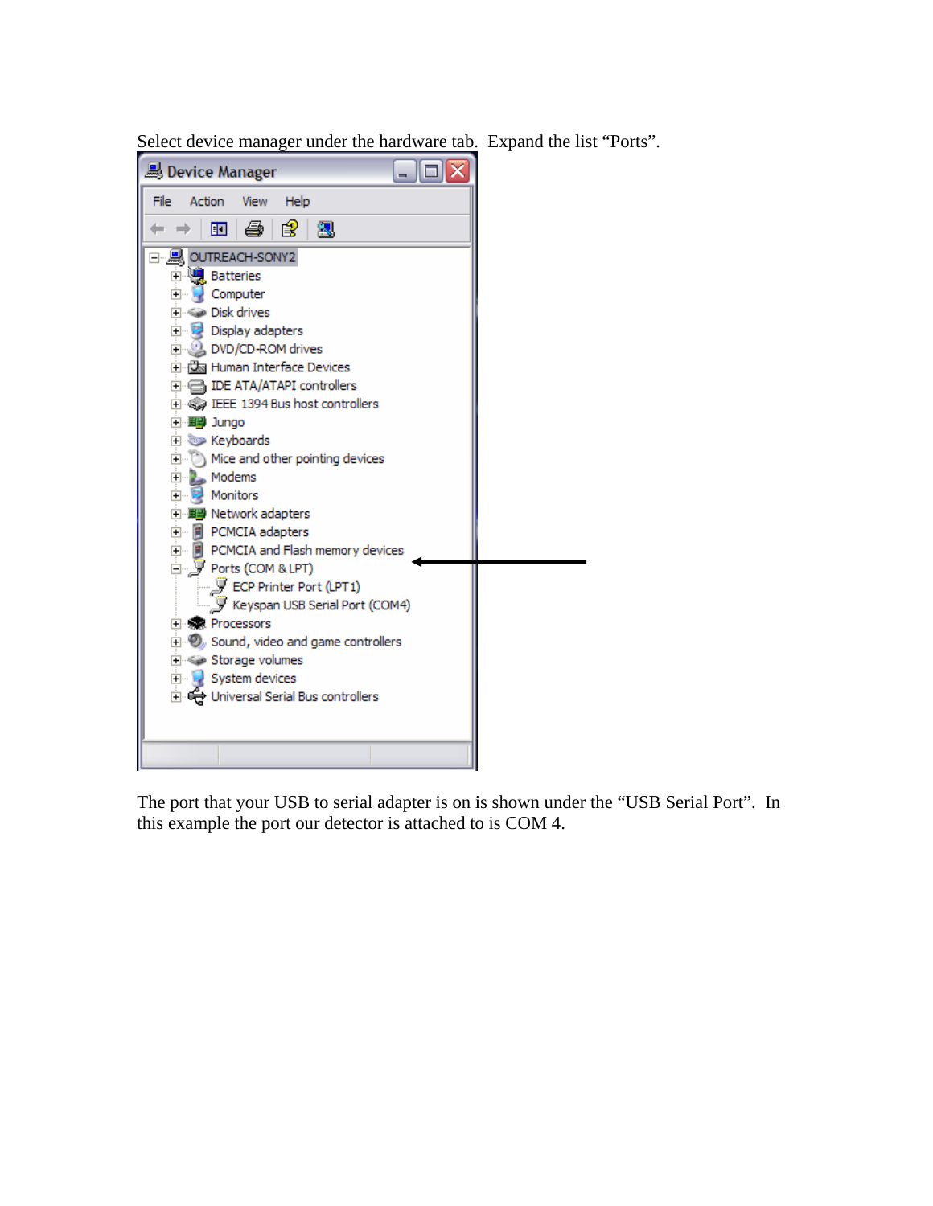Select device manager under the hardware tab.  Expand the list “Ports”.

The port that your USB to serial adapter is on is shown under the “USB Serial Port”.  In this example the port our detector is attached to is COM 4.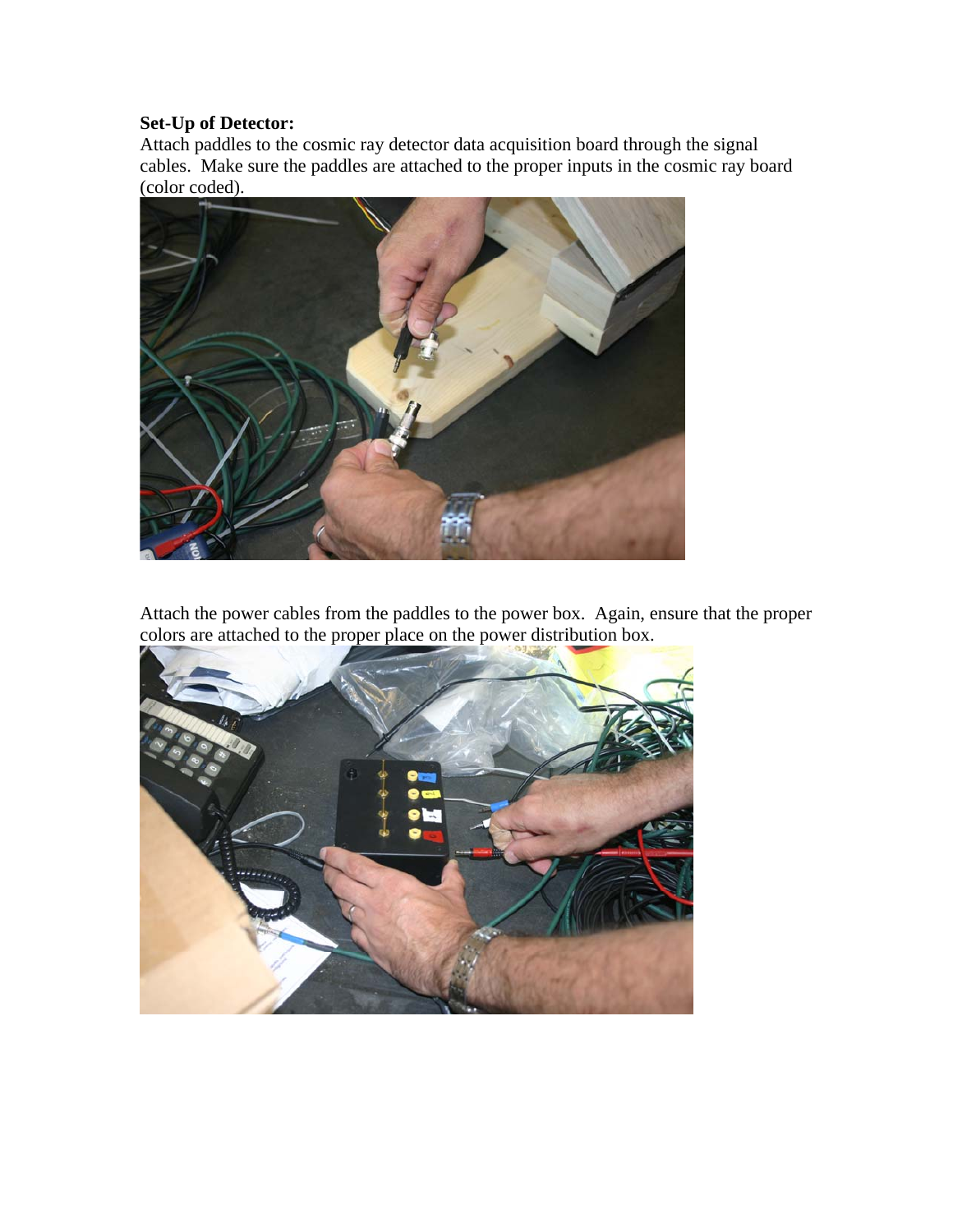**Set-Up of Detector:**

Attach paddles to the cosmic ray detector data acquisition board through the signal cables. Make sure the paddles are attached to the proper inputs in the cosmic ray board (color coded).

Attach the power cables from the paddles to the power box. Again, ensure that the proper colors are attached to the proper place on the power distribution box.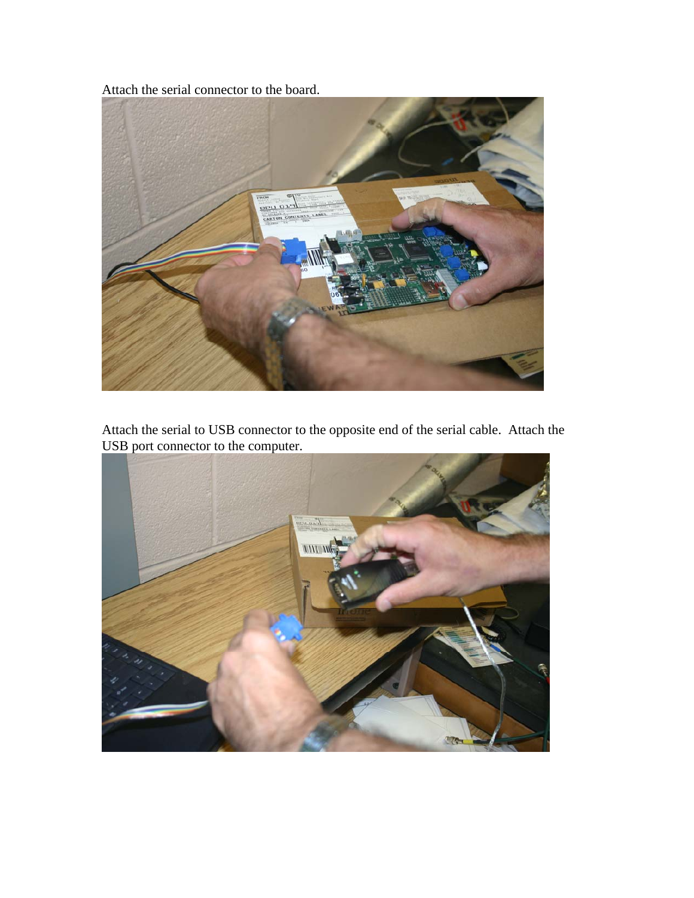Attach the serial connector to the board.

Attach the serial to USB connector to the opposite end of the serial cable. Attach the USB port connector to the computer.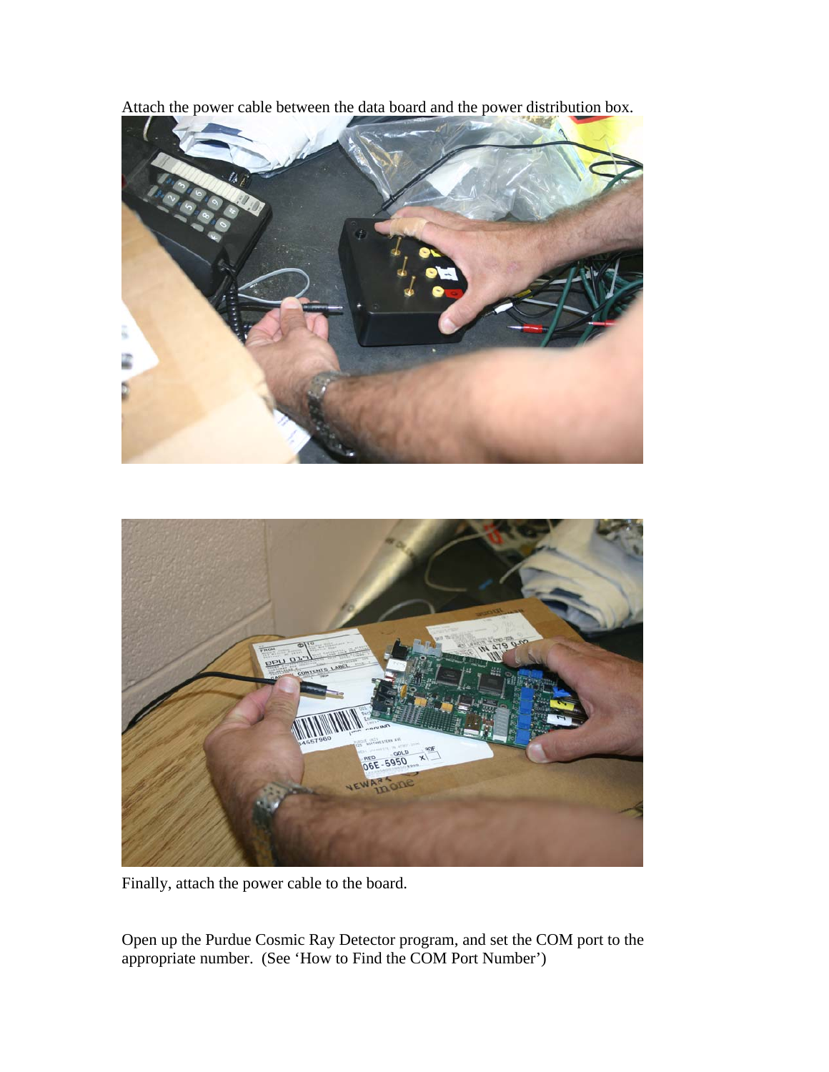Attach the power cable between the data board and the power distribution box.

Finally, attach the power cable to the board.

Open up the Purdue Cosmic Ray Detector program, and set the COM port to the appropriate number. (See 'How to Find the COM Port Number')